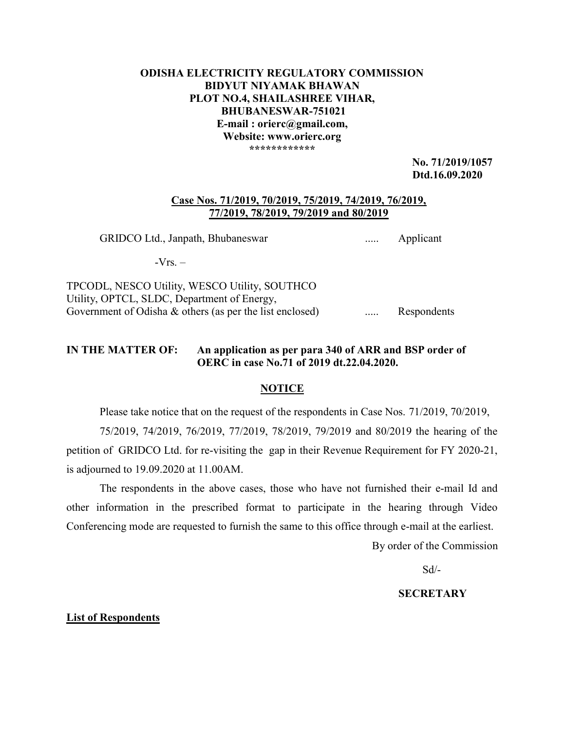**ODISHA ELECTRICITY REGULATORY COMMISSION**
**BIDYUT NIYAMAK BHAWAN**
**PLOT NO.4, SHAILASHREE VIHAR,**
**BHUBANESWAR-751021**
**E-mail : orierc@gmail.com,**
**Website: www.orierc.org**
************

**No. 71/2019/1057**
**Dtd.16.09.2020**

**Case Nos. 71/2019, 70/2019, 75/2019, 74/2019, 76/2019, 77/2019, 78/2019, 79/2019 and 80/2019**

GRIDCO Ltd., Janpath, Bhubaneswar ..... Applicant

-Vrs. –

TPCODL, NESCO Utility, WESCO Utility, SOUTHCO Utility, OPTCL, SLDC, Department of Energy, Government of Odisha & others (as per the list enclosed) ..... Respondents

**IN THE MATTER OF: An application as per para 340 of ARR and BSP order of OERC in case No.71 of 2019 dt.22.04.2020.**

**NOTICE**

Please take notice that on the request of the respondents in Case Nos. 71/2019, 70/2019, 75/2019, 74/2019, 76/2019, 77/2019, 78/2019, 79/2019 and 80/2019 the hearing of the petition of GRIDCO Ltd. for re-visiting the gap in their Revenue Requirement for FY 2020-21, is adjourned to 19.09.2020 at 11.00AM.

The respondents in the above cases, those who have not furnished their e-mail Id and other information in the prescribed format to participate in the hearing through Video Conferencing mode are requested to furnish the same to this office through e-mail at the earliest.

By order of the Commission

Sd/-

**SECRETARY**

**List of Respondents**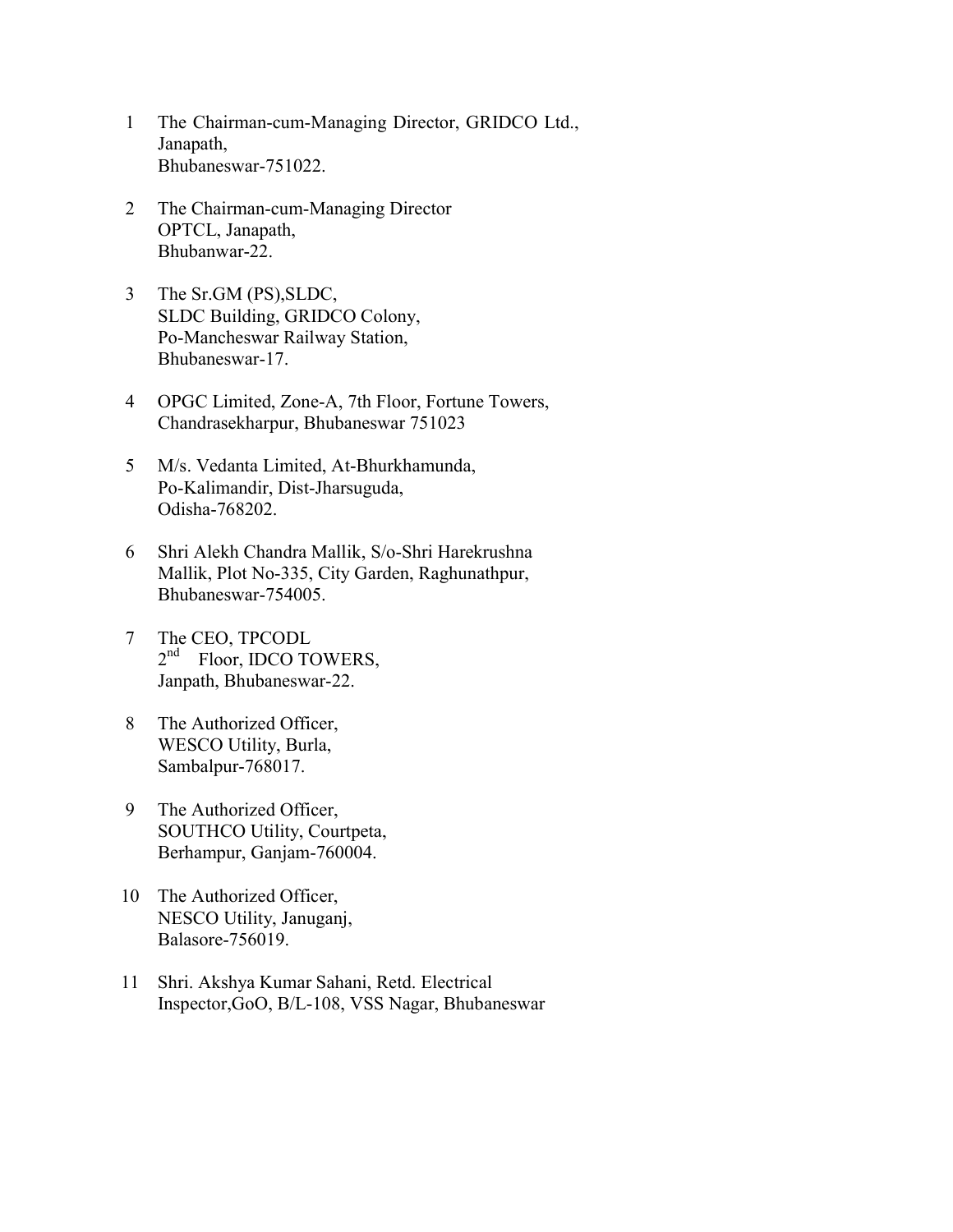1. The Chairman-cum-Managing Director, GRIDCO Ltd.,
   Janapath,
   Bhubaneswar-751022.

2. The Chairman-cum-Managing Director
   OPTCL, Janapath,
   Bhubanwar-22.

3. The Sr.GM (PS),SLDC,
   SLDC Building, GRIDCO Colony,
   Po-Mancheswar Railway Station,
   Bhubaneswar-17.

4. OPGC Limited, Zone-A, 7th Floor, Fortune Towers,
   Chandrasekharpur, Bhubaneswar 751023

5. M/s. Vedanta Limited, At-Bhurkhamunda,
   Po-Kalimandir, Dist-Jharsuguda,
   Odisha-768202.

6. Shri Alekh Chandra Mallik, S/o-Shri Harekrushna
   Mallik, Plot No-335, City Garden, Raghunathpur,
   Bhubaneswar-754005.

7. The CEO, TPCODL
   2nd Floor, IDCO TOWERS,
   Janpath, Bhubaneswar-22.

8. The Authorized Officer,
   WESCO Utility, Burla,
   Sambalpur-768017.

9. The Authorized Officer,
   SOUTHCO Utility, Courtpeta,
   Berhampur, Ganjam-760004.

10. The Authorized Officer,
    NESCO Utility, Januganj,
    Balasore-756019.

11. Shri. Akshya Kumar Sahani, Retd. Electrical
    Inspector,GoO, B/L-108, VSS Nagar, Bhubaneswar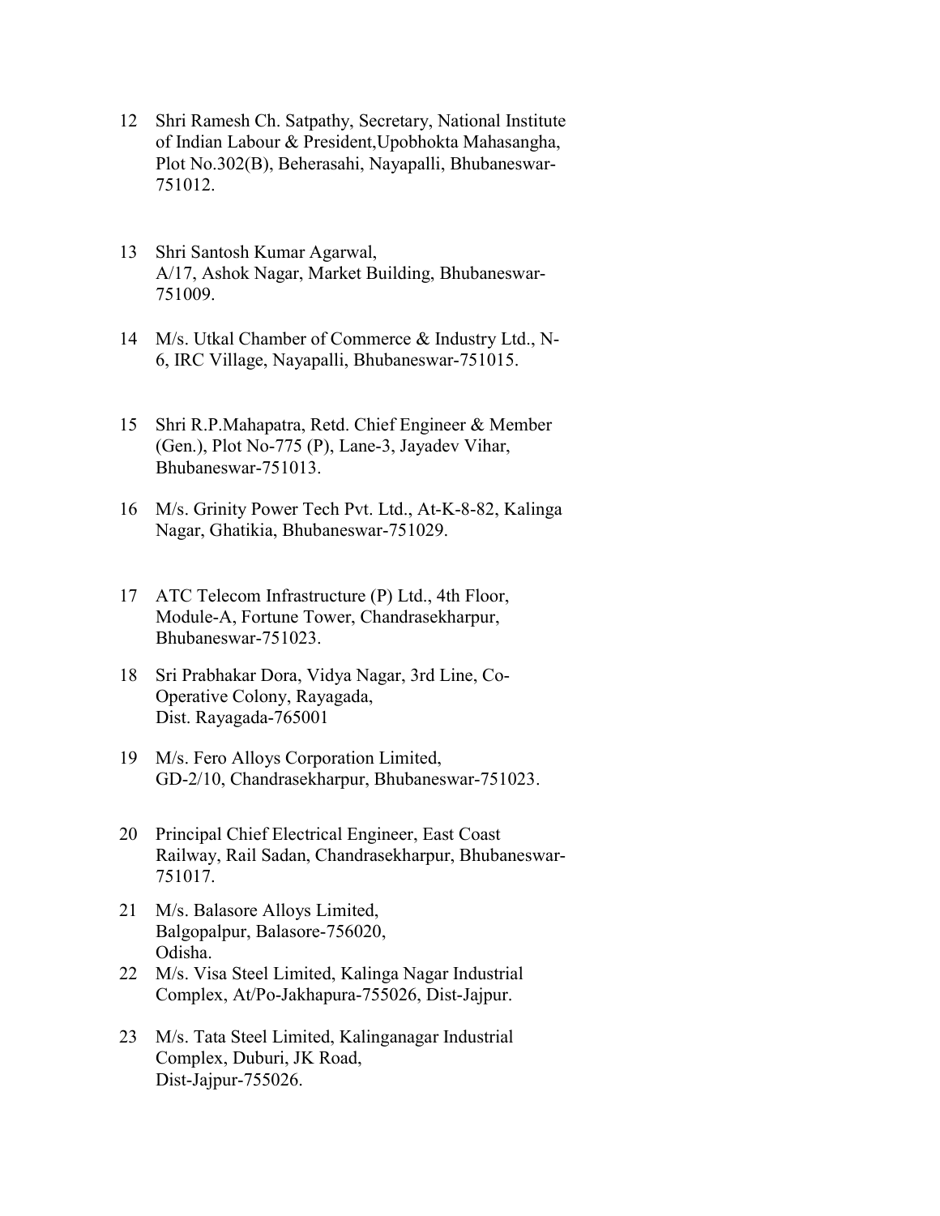12 Shri Ramesh Ch. Satpathy, Secretary, National Institute of Indian Labour & President,Upobhokta Mahasangha, Plot No.302(B), Beherasahi, Nayapalli, Bhubaneswar-751012.

13 Shri Santosh Kumar Agarwal, A/17, Ashok Nagar, Market Building, Bhubaneswar-751009.

14 M/s. Utkal Chamber of Commerce & Industry Ltd., N-6, IRC Village, Nayapalli, Bhubaneswar-751015.

15 Shri R.P.Mahapatra, Retd. Chief Engineer & Member (Gen.), Plot No-775 (P), Lane-3, Jayadev Vihar, Bhubaneswar-751013.

16 M/s. Grinity Power Tech Pvt. Ltd., At-K-8-82, Kalinga Nagar, Ghatikia, Bhubaneswar-751029.

17 ATC Telecom Infrastructure (P) Ltd., 4th Floor, Module-A, Fortune Tower, Chandrasekharpur, Bhubaneswar-751023.

18 Sri Prabhakar Dora, Vidya Nagar, 3rd Line, Co-Operative Colony, Rayagada, Dist. Rayagada-765001

19 M/s. Fero Alloys Corporation Limited, GD-2/10, Chandrasekharpur, Bhubaneswar-751023.

20 Principal Chief Electrical Engineer, East Coast Railway, Rail Sadan, Chandrasekharpur, Bhubaneswar-751017.

21 M/s. Balasore Alloys Limited, Balgopalpur, Balasore-756020, Odisha.

22 M/s. Visa Steel Limited, Kalinga Nagar Industrial Complex, At/Po-Jakhapura-755026, Dist-Jajpur.

23 M/s. Tata Steel Limited, Kalinganagar Industrial Complex, Duburi, JK Road, Dist-Jajpur-755026.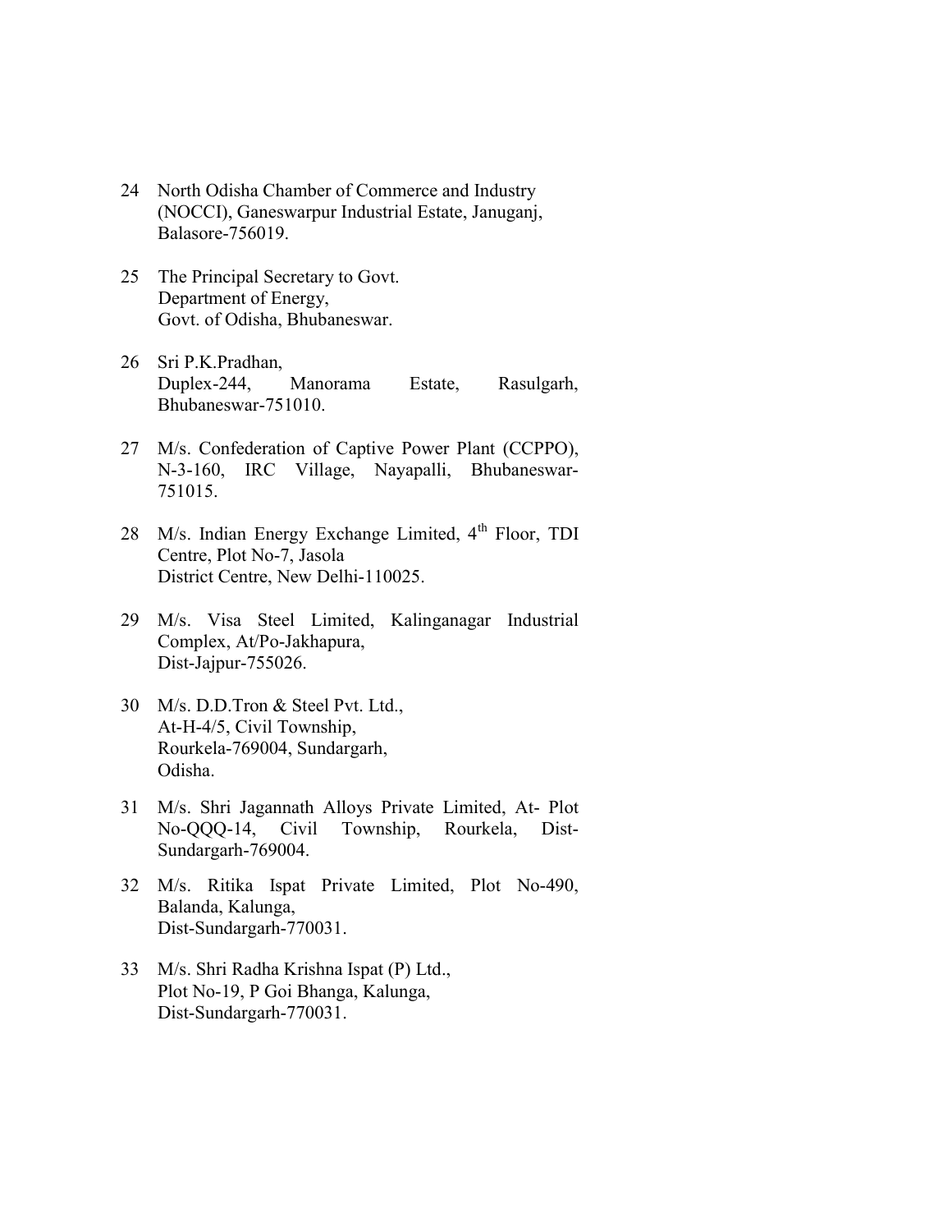24 North Odisha Chamber of Commerce and Industry (NOCCI), Ganeswarpur Industrial Estate, Januganj, Balasore-756019.

25 The Principal Secretary to Govt.
Department of Energy,
Govt. of Odisha, Bhubaneswar.

26 Sri P.K.Pradhan,
Duplex-244, Manorama Estate, Rasulgarh, Bhubaneswar-751010.

27 M/s. Confederation of Captive Power Plant (CCPPO), N-3-160, IRC Village, Nayapalli, Bhubaneswar-751015.

28 M/s. Indian Energy Exchange Limited, 4th Floor, TDI Centre, Plot No-7, Jasola
District Centre, New Delhi-110025.

29 M/s. Visa Steel Limited, Kalinganagar Industrial Complex, At/Po-Jakhapura,
Dist-Jajpur-755026.

30 M/s. D.D.Tron & Steel Pvt. Ltd.,
At-H-4/5, Civil Township,
Rourkela-769004, Sundargarh,
Odisha.

31 M/s. Shri Jagannath Alloys Private Limited, At- Plot No-QQQ-14, Civil Township, Rourkela, Dist-Sundargarh-769004.

32 M/s. Ritika Ispat Private Limited, Plot No-490, Balanda, Kalunga,
Dist-Sundargarh-770031.

33 M/s. Shri Radha Krishna Ispat (P) Ltd.,
Plot No-19, P Goi Bhanga, Kalunga,
Dist-Sundargarh-770031.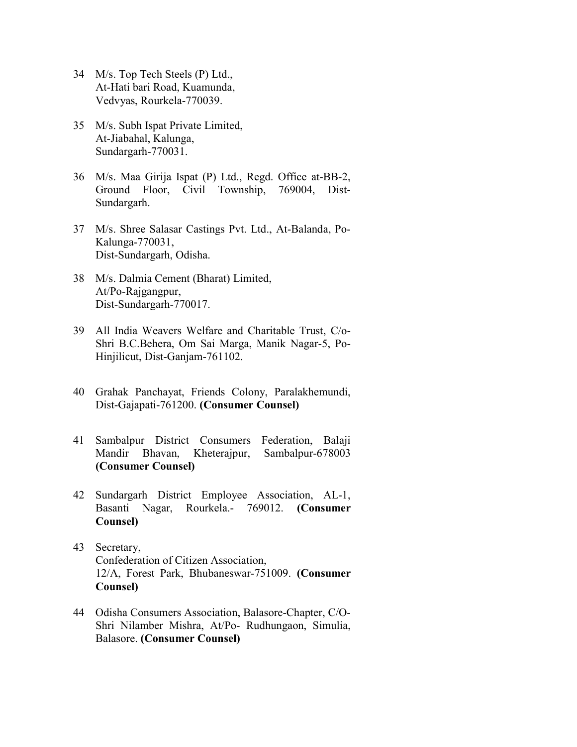34 M/s. Top Tech Steels (P) Ltd.,
At-Hati bari Road, Kuamunda,
Vedvyas, Rourkela-770039.

35 M/s. Subh Ispat Private Limited,
At-Jiabahal, Kalunga,
Sundargarh-770031.

36 M/s. Maa Girija Ispat (P) Ltd., Regd. Office at-BB-2, Ground Floor, Civil Township, 769004, Dist-Sundargarh.

37 M/s. Shree Salasar Castings Pvt. Ltd., At-Balanda, Po-Kalunga-770031,
Dist-Sundargarh, Odisha.

38 M/s. Dalmia Cement (Bharat) Limited,
At/Po-Rajgangpur,
Dist-Sundargarh-770017.

39 All India Weavers Welfare and Charitable Trust, C/o-Shri B.C.Behera, Om Sai Marga, Manik Nagar-5, Po-Hinjilicut, Dist-Ganjam-761102.

40 Grahak Panchayat, Friends Colony, Paralakhemundi, Dist-Gajapati-761200. **(Consumer Counsel)**

41 Sambalpur District Consumers Federation, Balaji Mandir Bhavan, Kheterajpur, Sambalpur-678003 **(Consumer Counsel)**

42 Sundargarh District Employee Association, AL-1, Basanti Nagar, Rourkela.- 769012. **(Consumer Counsel)**

43 Secretary,
Confederation of Citizen Association,
12/A, Forest Park, Bhubaneswar-751009. **(Consumer Counsel)**

44 Odisha Consumers Association, Balasore-Chapter, C/O-Shri Nilamber Mishra, At/Po- Rudhungaon, Simulia, Balasore. **(Consumer Counsel)**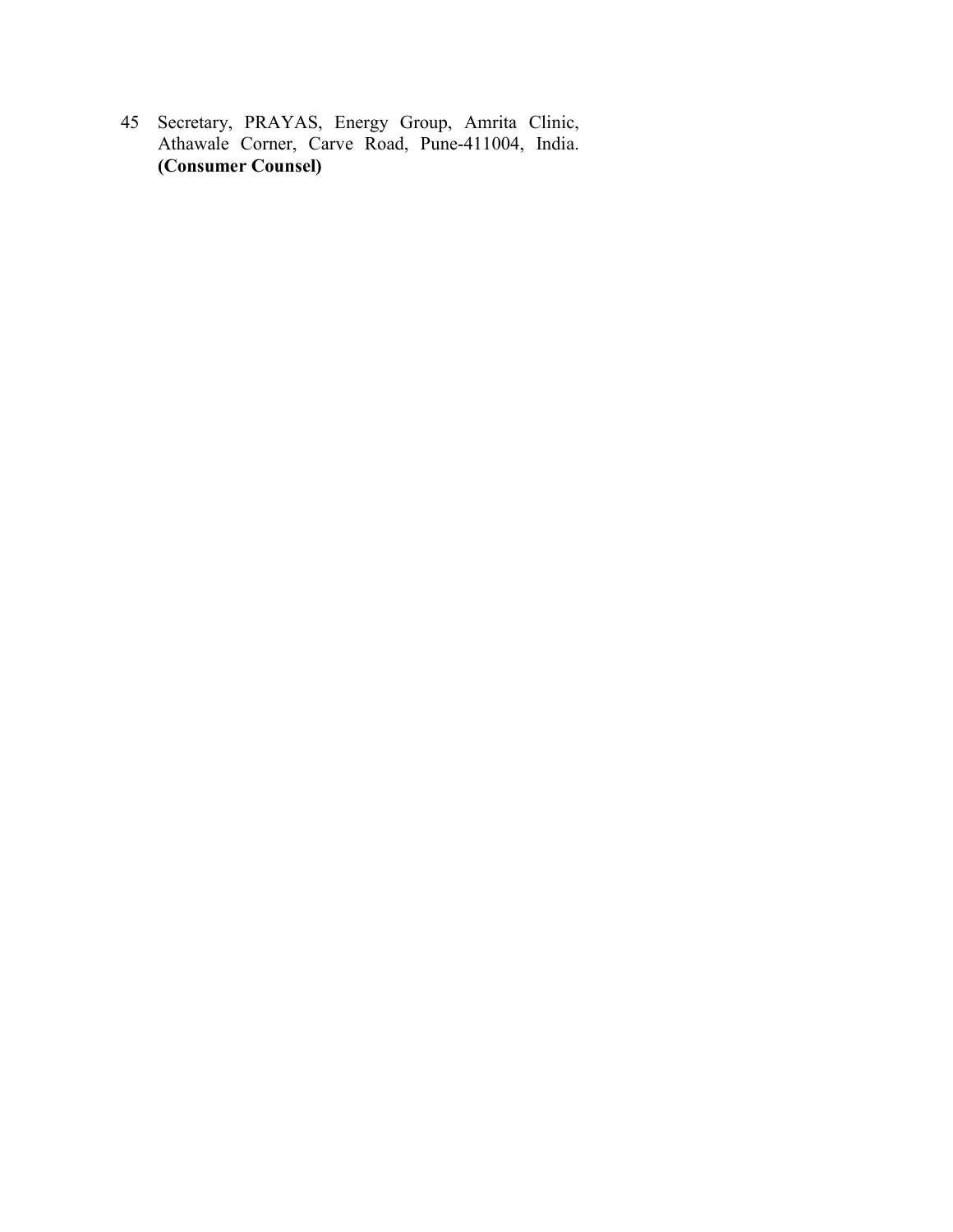45 Secretary, PRAYAS, Energy Group, Amrita Clinic, Athawale Corner, Carve Road, Pune-411004, India. **(Consumer Counsel)**